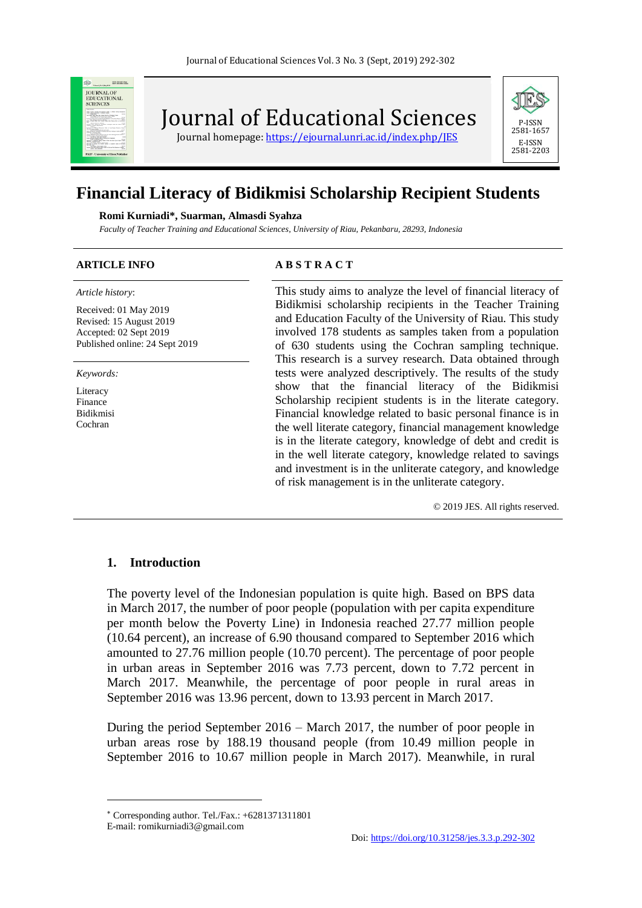# Journal of Educational Sciences

Journal homepage: https://ejournal.unri.ac.id/index.php/JES

P-ISSN 2581-1657
E-ISSN 2581-2203

# Financial Literacy of Bidikmisi Scholarship Recipient Students

**Romi Kurniadi\*, Suarman, Almasdi Syahza**

*Faculty of Teacher Training and Educational Sciences, University of Riau, Pekanbaru, 28293, Indonesia*

**ARTICLE INFO**

*Article history*:

Received: 01 May 2019
Revised: 15 August 2019
Accepted: 02 Sept 2019
Published online: 24 Sept 2019

*Keywords:*

Literacy
Finance
Bidikmisi
Cochran

**A B S T R A C T**

This study aims to analyze the level of financial literacy of Bidikmisi scholarship recipients in the Teacher Training and Education Faculty of the University of Riau. This study involved 178 students as samples taken from a population of 630 students using the Cochran sampling technique. This research is a survey research. Data obtained through tests were analyzed descriptively. The results of the study show that the financial literacy of the Bidikmisi Scholarship recipient students is in the literate category. Financial knowledge related to basic personal finance is in the well literate category, financial management knowledge is in the literate category, knowledge of debt and credit is in the well literate category, knowledge related to savings and investment is in the unliterate category, and knowledge of risk management is in the unliterate category.

© 2019 JES. All rights reserved.

## 1. Introduction

The poverty level of the Indonesian population is quite high. Based on BPS data in March 2017, the number of poor people (population with per capita expenditure per month below the Poverty Line) in Indonesia reached 27.77 million people (10.64 percent), an increase of 6.90 thousand compared to September 2016 which amounted to 27.76 million people (10.70 percent). The percentage of poor people in urban areas in September 2016 was 7.73 percent, down to 7.72 percent in March 2017. Meanwhile, the percentage of poor people in rural areas in September 2016 was 13.96 percent, down to 13.93 percent in March 2017.

During the period September 2016 – March 2017, the number of poor people in urban areas rose by 188.19 thousand people (from 10.49 million people in September 2016 to 10.67 million people in March 2017). Meanwhile, in rural

\* Corresponding author. Tel./Fax.: +6281371311801
E-mail: romikurniadi3@gmail.com

Doi: https://doi.org/10.31258/jes.3.3.p.292-302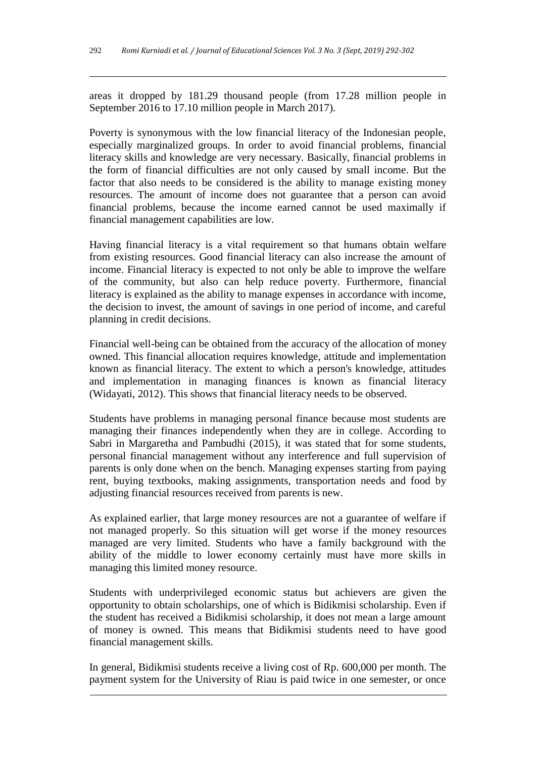areas it dropped by 181.29 thousand people (from 17.28 million people in September 2016 to 17.10 million people in March 2017).

Poverty is synonymous with the low financial literacy of the Indonesian people, especially marginalized groups. In order to avoid financial problems, financial literacy skills and knowledge are very necessary. Basically, financial problems in the form of financial difficulties are not only caused by small income. But the factor that also needs to be considered is the ability to manage existing money resources. The amount of income does not guarantee that a person can avoid financial problems, because the income earned cannot be used maximally if financial management capabilities are low.

Having financial literacy is a vital requirement so that humans obtain welfare from existing resources. Good financial literacy can also increase the amount of income. Financial literacy is expected to not only be able to improve the welfare of the community, but also can help reduce poverty. Furthermore, financial literacy is explained as the ability to manage expenses in accordance with income, the decision to invest, the amount of savings in one period of income, and careful planning in credit decisions.

Financial well-being can be obtained from the accuracy of the allocation of money owned. This financial allocation requires knowledge, attitude and implementation known as financial literacy. The extent to which a person's knowledge, attitudes and implementation in managing finances is known as financial literacy (Widayati, 2012). This shows that financial literacy needs to be observed.

Students have problems in managing personal finance because most students are managing their finances independently when they are in college. According to Sabri in Margaretha and Pambudhi (2015), it was stated that for some students, personal financial management without any interference and full supervision of parents is only done when on the bench. Managing expenses starting from paying rent, buying textbooks, making assignments, transportation needs and food by adjusting financial resources received from parents is new.

As explained earlier, that large money resources are not a guarantee of welfare if not managed properly. So this situation will get worse if the money resources managed are very limited. Students who have a family background with the ability of the middle to lower economy certainly must have more skills in managing this limited money resource.

Students with underprivileged economic status but achievers are given the opportunity to obtain scholarships, one of which is Bidikmisi scholarship. Even if the student has received a Bidikmisi scholarship, it does not mean a large amount of money is owned. This means that Bidikmisi students need to have good financial management skills.

In general, Bidikmisi students receive a living cost of Rp. 600,000 per month. The payment system for the University of Riau is paid twice in one semester, or once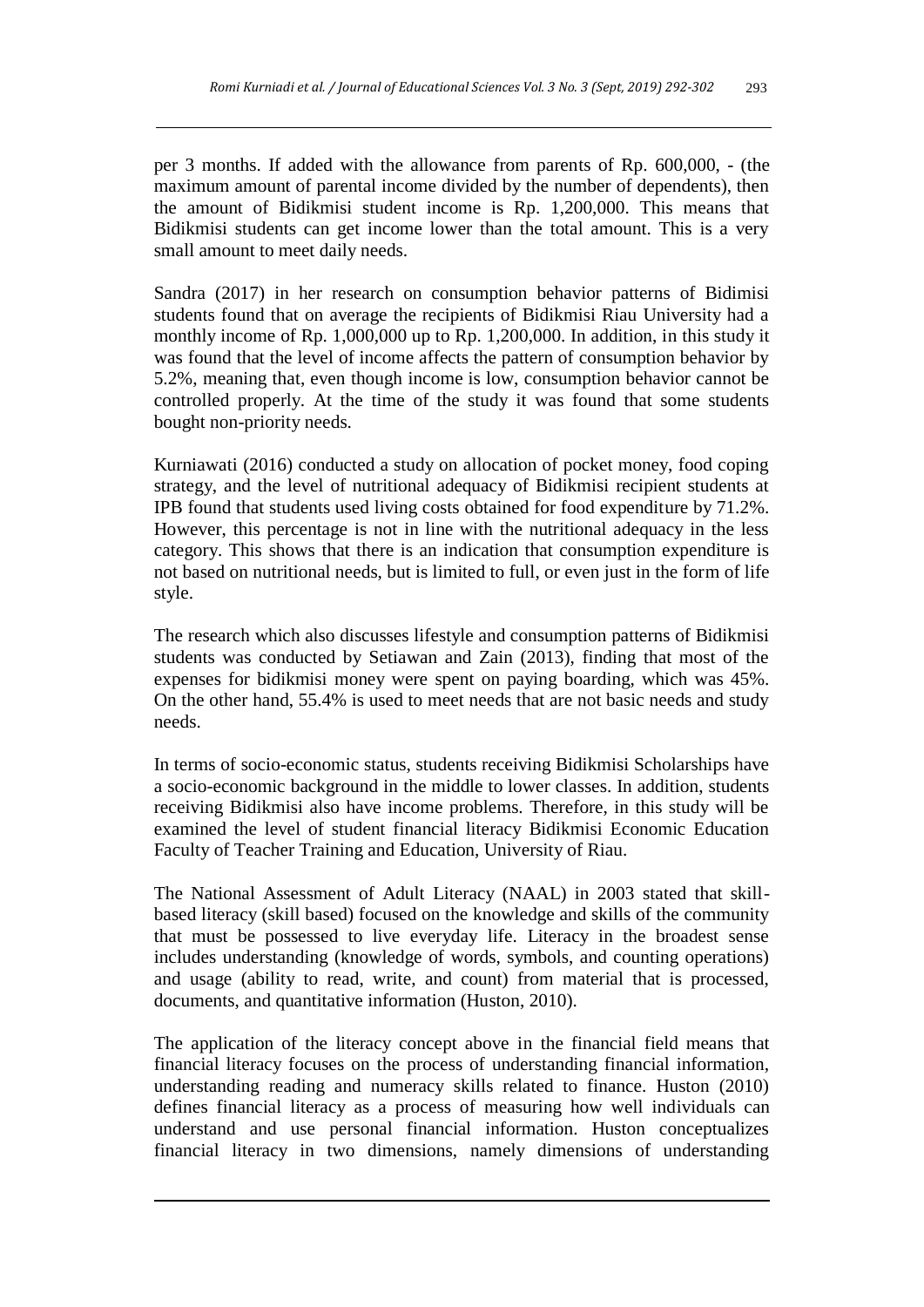per 3 months. If added with the allowance from parents of Rp. 600,000, - (the maximum amount of parental income divided by the number of dependents), then the amount of Bidikmisi student income is Rp. 1,200,000. This means that Bidikmisi students can get income lower than the total amount. This is a very small amount to meet daily needs.

Sandra (2017) in her research on consumption behavior patterns of Bidimisi students found that on average the recipients of Bidikmisi Riau University had a monthly income of Rp. 1,000,000 up to Rp. 1,200,000. In addition, in this study it was found that the level of income affects the pattern of consumption behavior by 5.2%, meaning that, even though income is low, consumption behavior cannot be controlled properly. At the time of the study it was found that some students bought non-priority needs.

Kurniawati (2016) conducted a study on allocation of pocket money, food coping strategy, and the level of nutritional adequacy of Bidikmisi recipient students at IPB found that students used living costs obtained for food expenditure by 71.2%. However, this percentage is not in line with the nutritional adequacy in the less category. This shows that there is an indication that consumption expenditure is not based on nutritional needs, but is limited to full, or even just in the form of life style.

The research which also discusses lifestyle and consumption patterns of Bidikmisi students was conducted by Setiawan and Zain (2013), finding that most of the expenses for bidikmisi money were spent on paying boarding, which was 45%. On the other hand, 55.4% is used to meet needs that are not basic needs and study needs.

In terms of socio-economic status, students receiving Bidikmisi Scholarships have a socio-economic background in the middle to lower classes. In addition, students receiving Bidikmisi also have income problems. Therefore, in this study will be examined the level of student financial literacy Bidikmisi Economic Education Faculty of Teacher Training and Education, University of Riau.

The National Assessment of Adult Literacy (NAAL) in 2003 stated that skill-based literacy (skill based) focused on the knowledge and skills of the community that must be possessed to live everyday life. Literacy in the broadest sense includes understanding (knowledge of words, symbols, and counting operations) and usage (ability to read, write, and count) from material that is processed, documents, and quantitative information (Huston, 2010).

The application of the literacy concept above in the financial field means that financial literacy focuses on the process of understanding financial information, understanding reading and numeracy skills related to finance. Huston (2010) defines financial literacy as a process of measuring how well individuals can understand and use personal financial information. Huston conceptualizes financial literacy in two dimensions, namely dimensions of understanding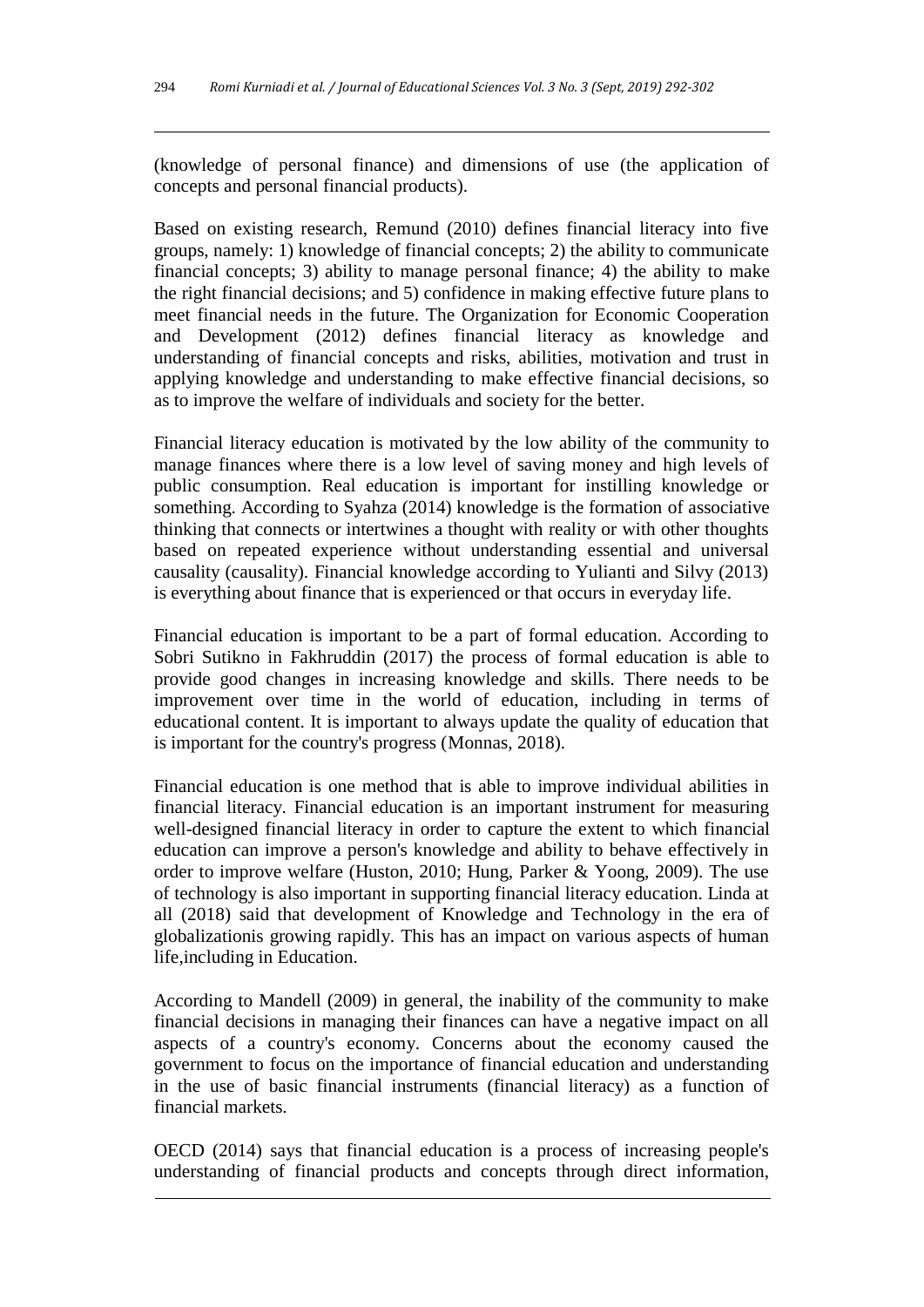(knowledge of personal finance) and dimensions of use (the application of concepts and personal financial products).

Based on existing research, Remund (2010) defines financial literacy into five groups, namely: 1) knowledge of financial concepts; 2) the ability to communicate financial concepts; 3) ability to manage personal finance; 4) the ability to make the right financial decisions; and 5) confidence in making effective future plans to meet financial needs in the future. The Organization for Economic Cooperation and Development (2012) defines financial literacy as knowledge and understanding of financial concepts and risks, abilities, motivation and trust in applying knowledge and understanding to make effective financial decisions, so as to improve the welfare of individuals and society for the better.

Financial literacy education is motivated by the low ability of the community to manage finances where there is a low level of saving money and high levels of public consumption. Real education is important for instilling knowledge or something. According to Syahza (2014) knowledge is the formation of associative thinking that connects or intertwines a thought with reality or with other thoughts based on repeated experience without understanding essential and universal causality (causality). Financial knowledge according to Yulianti and Silvy (2013) is everything about finance that is experienced or that occurs in everyday life.

Financial education is important to be a part of formal education. According to Sobri Sutikno in Fakhruddin (2017) the process of formal education is able to provide good changes in increasing knowledge and skills. There needs to be improvement over time in the world of education, including in terms of educational content. It is important to always update the quality of education that is important for the country's progress (Monnas, 2018).

Financial education is one method that is able to improve individual abilities in financial literacy. Financial education is an important instrument for measuring well-designed financial literacy in order to capture the extent to which financial education can improve a person's knowledge and ability to behave effectively in order to improve welfare (Huston, 2010; Hung, Parker & Yoong, 2009). The use of technology is also important in supporting financial literacy education. Linda at all (2018) said that development of Knowledge and Technology in the era of globalizationis growing rapidly. This has an impact on various aspects of human life,including in Education.

According to Mandell (2009) in general, the inability of the community to make financial decisions in managing their finances can have a negative impact on all aspects of a country's economy. Concerns about the economy caused the government to focus on the importance of financial education and understanding in the use of basic financial instruments (financial literacy) as a function of financial markets.

OECD (2014) says that financial education is a process of increasing people's understanding of financial products and concepts through direct information,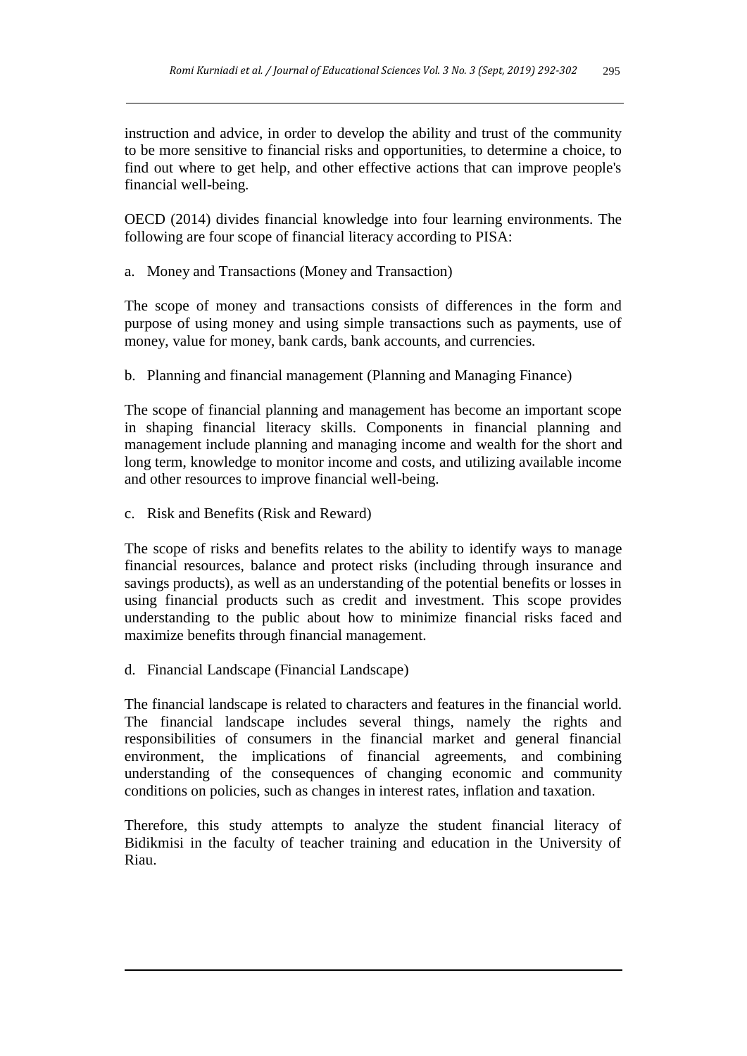instruction and advice, in order to develop the ability and trust of the community to be more sensitive to financial risks and opportunities, to determine a choice, to find out where to get help, and other effective actions that can improve people's financial well-being.

OECD (2014) divides financial knowledge into four learning environments. The following are four scope of financial literacy according to PISA:

a. Money and Transactions (Money and Transaction)

The scope of money and transactions consists of differences in the form and purpose of using money and using simple transactions such as payments, use of money, value for money, bank cards, bank accounts, and currencies.

b. Planning and financial management (Planning and Managing Finance)

The scope of financial planning and management has become an important scope in shaping financial literacy skills. Components in financial planning and management include planning and managing income and wealth for the short and long term, knowledge to monitor income and costs, and utilizing available income and other resources to improve financial well-being.

c. Risk and Benefits (Risk and Reward)

The scope of risks and benefits relates to the ability to identify ways to manage financial resources, balance and protect risks (including through insurance and savings products), as well as an understanding of the potential benefits or losses in using financial products such as credit and investment. This scope provides understanding to the public about how to minimize financial risks faced and maximize benefits through financial management.

d. Financial Landscape (Financial Landscape)

The financial landscape is related to characters and features in the financial world. The financial landscape includes several things, namely the rights and responsibilities of consumers in the financial market and general financial environment, the implications of financial agreements, and combining understanding of the consequences of changing economic and community conditions on policies, such as changes in interest rates, inflation and taxation.

Therefore, this study attempts to analyze the student financial literacy of Bidikmisi in the faculty of teacher training and education in the University of Riau.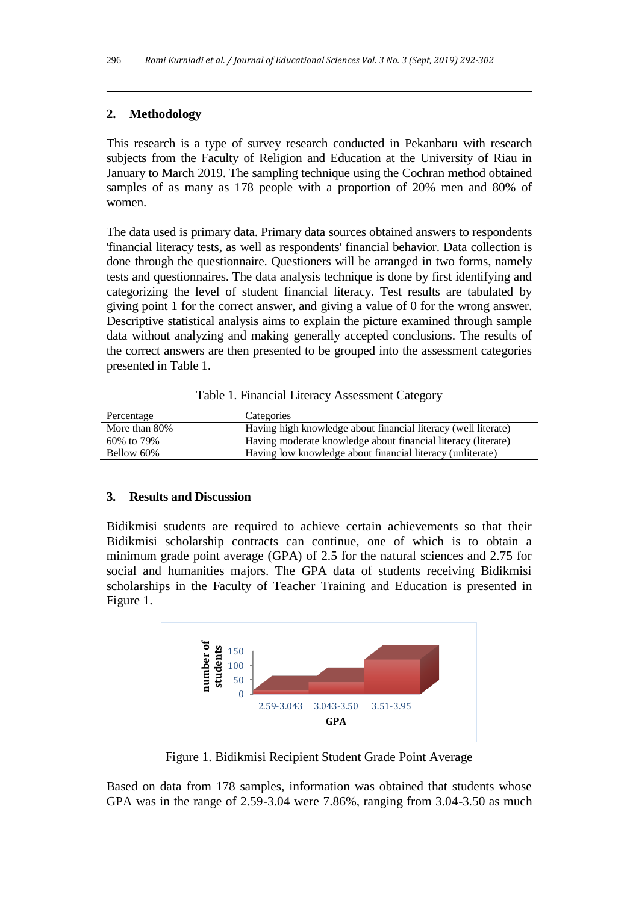## 2. Methodology

This research is a type of survey research conducted in Pekanbaru with research subjects from the Faculty of Religion and Education at the University of Riau in January to March 2019. The sampling technique using the Cochran method obtained samples of as many as 178 people with a proportion of 20% men and 80% of women.

The data used is primary data. Primary data sources obtained answers to respondents 'financial literacy tests, as well as respondents' financial behavior. Data collection is done through the questionnaire. Questioners will be arranged in two forms, namely tests and questionnaires. The data analysis technique is done by first identifying and categorizing the level of student financial literacy. Test results are tabulated by giving point 1 for the correct answer, and giving a value of 0 for the wrong answer. Descriptive statistical analysis aims to explain the picture examined through sample data without analyzing and making generally accepted conclusions. The results of the correct answers are then presented to be grouped into the assessment categories presented in Table 1.

Table 1. Financial Literacy Assessment Category

| Percentage | Categories |
|---|---|
| More than 80% | Having high knowledge about financial literacy (well literate) |
| 60% to 79% | Having moderate knowledge about financial literacy (literate) |
| Bellow 60% | Having low knowledge about financial literacy (unliterate) |

## 3. Results and Discussion

Bidikmisi students are required to achieve certain achievements so that their Bidikmisi scholarship contracts can continue, one of which is to obtain a minimum grade point average (GPA) of 2.5 for the natural sciences and 2.75 for social and humanities majors. The GPA data of students receiving Bidikmisi scholarships in the Faculty of Teacher Training and Education is presented in Figure 1.

Figure 1. Bidikmisi Recipient Student Grade Point Average

Based on data from 178 samples, information was obtained that students whose GPA was in the range of 2.59-3.04 were 7.86%, ranging from 3.04-3.50 as much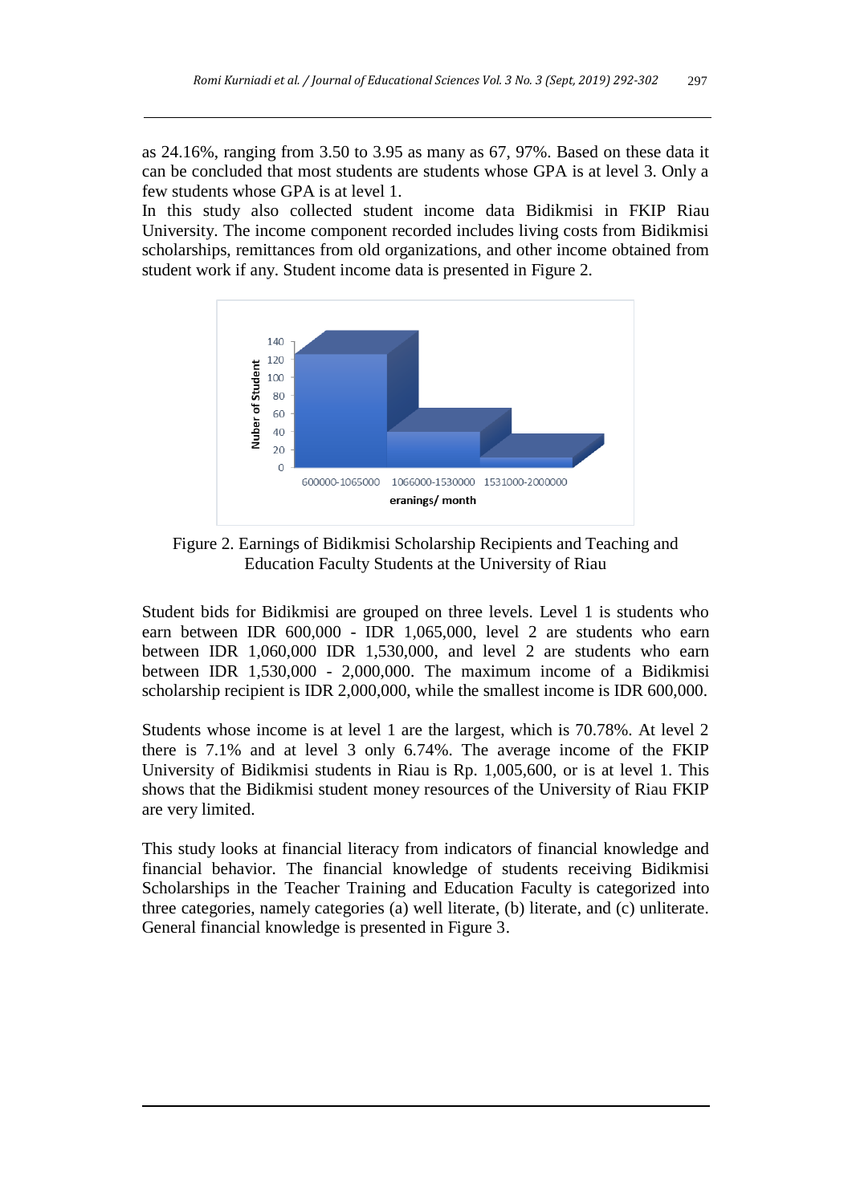as 24.16%, ranging from 3.50 to 3.95 as many as 67, 97%. Based on these data it can be concluded that most students are students whose GPA is at level 3. Only a few students whose GPA is at level 1.

In this study also collected student income data Bidikmisi in FKIP Riau University. The income component recorded includes living costs from Bidikmisi scholarships, remittances from old organizations, and other income obtained from student work if any. Student income data is presented in Figure 2.

Figure 2. Earnings of Bidikmisi Scholarship Recipients and Teaching and Education Faculty Students at the University of Riau

Student bids for Bidikmisi are grouped on three levels. Level 1 is students who earn between IDR 600,000 - IDR 1,065,000, level 2 are students who earn between IDR 1,060,000 IDR 1,530,000, and level 2 are students who earn between IDR 1,530,000 - 2,000,000. The maximum income of a Bidikmisi scholarship recipient is IDR 2,000,000, while the smallest income is IDR 600,000.

Students whose income is at level 1 are the largest, which is 70.78%. At level 2 there is 7.1% and at level 3 only 6.74%. The average income of the FKIP University of Bidikmisi students in Riau is Rp. 1,005,600, or is at level 1. This shows that the Bidikmisi student money resources of the University of Riau FKIP are very limited.

This study looks at financial literacy from indicators of financial knowledge and financial behavior. The financial knowledge of students receiving Bidikmisi Scholarships in the Teacher Training and Education Faculty is categorized into three categories, namely categories (a) well literate, (b) literate, and (c) unliterate. General financial knowledge is presented in Figure 3.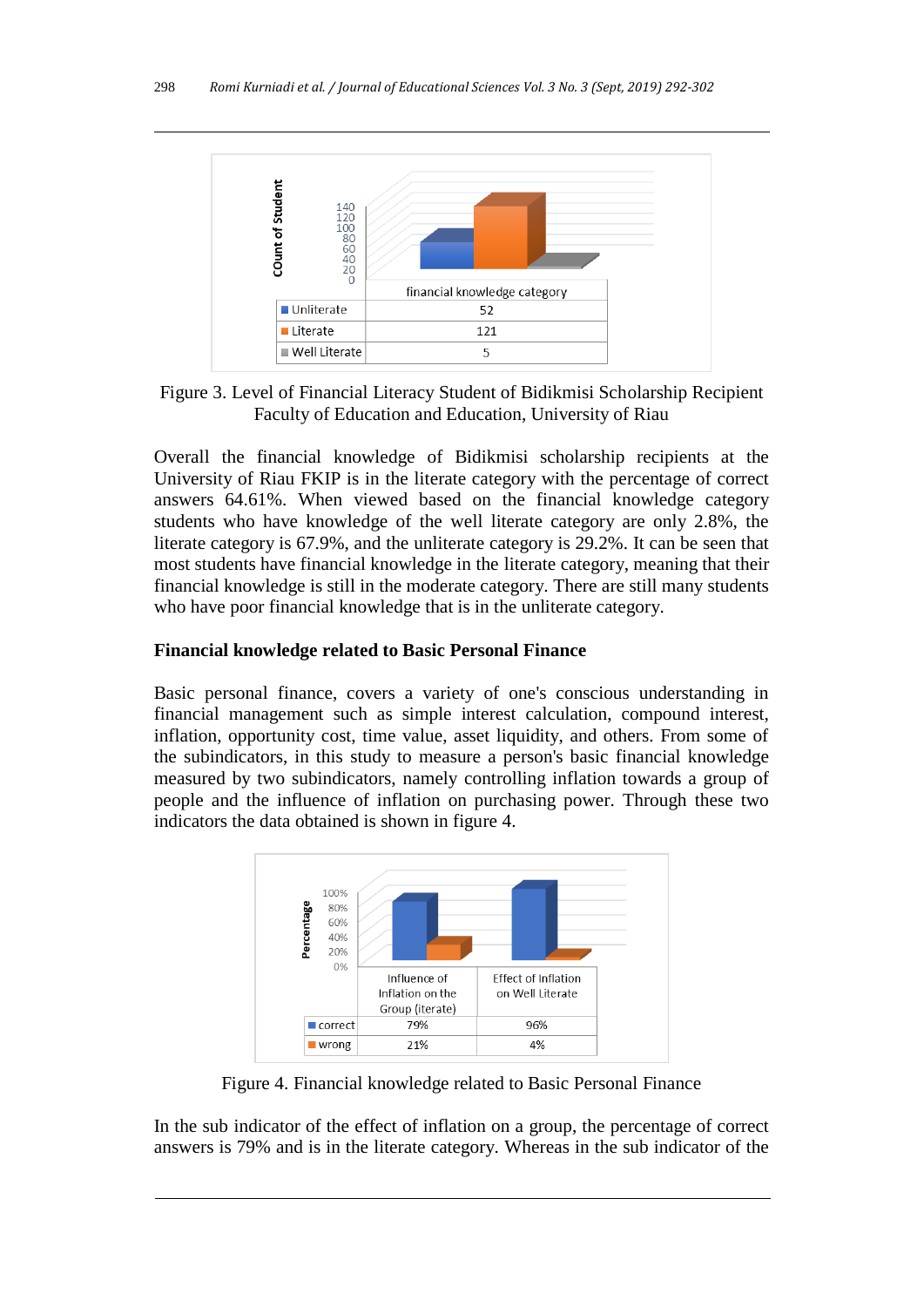| | financial knowledge category |
|---|---|
| Unliterate | 52 |
| Literate | 121 |
| Well Literate | 5 |

Figure 3. Level of Financial Literacy Student of Bidikmisi Scholarship Recipient Faculty of Education and Education, University of Riau

Overall the financial knowledge of Bidikmisi scholarship recipients at the University of Riau FKIP is in the literate category with the percentage of correct answers 64.61%. When viewed based on the financial knowledge category students who have knowledge of the well literate category are only 2.8%, the literate category is 67.9%, and the unliterate category is 29.2%. It can be seen that most students have financial knowledge in the literate category, meaning that their financial knowledge is still in the moderate category. There are still many students who have poor financial knowledge that is in the unliterate category.

**Financial knowledge related to Basic Personal Finance**

Basic personal finance, covers a variety of one's conscious understanding in financial management such as simple interest calculation, compound interest, inflation, opportunity cost, time value, asset liquidity, and others. From some of the subindicators, in this study to measure a person's basic financial knowledge measured by two subindicators, namely controlling inflation towards a group of people and the influence of inflation on purchasing power. Through these two indicators the data obtained is shown in figure 4.

| | Influence of Inflation on the Group (iterate) | Effect of Inflation on Well Literate |
|---|---|---|
| correct | 79% | 96% |
| wrong | 21% | 4% |

Figure 4. Financial knowledge related to Basic Personal Finance

In the sub indicator of the effect of inflation on a group, the percentage of correct answers is 79% and is in the literate category. Whereas in the sub indicator of the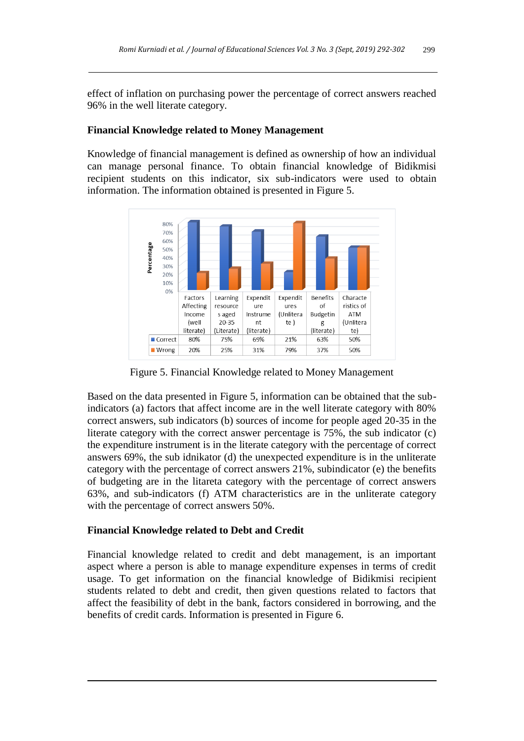effect of inflation on purchasing power the percentage of correct answers reached 96% in the well literate category.

**Financial Knowledge related to Money Management**

Knowledge of financial management is defined as ownership of how an individual can manage personal finance. To obtain financial knowledge of Bidikmisi recipient students on this indicator, six sub-indicators were used to obtain information. The information obtained is presented in Figure 5.

| | Factors Affecting Income (well literate) | Learning resources aged 20-35 (Literate) | Expenditure Instrument (literate) | Expenditures (Unliterate ) | Benefits of Budgeting (literate) | Characteristics of ATM (Unliterate) |
|---|---|---|---|---|---|---|
| Correct | 80% | 75% | 69% | 21% | 63% | 50% |
| Wrong | 20% | 25% | 31% | 79% | 37% | 50% |

Figure 5. Financial Knowledge related to Money Management

Based on the data presented in Figure 5, information can be obtained that the sub-indicators (a) factors that affect income are in the well literate category with 80% correct answers, sub indicators (b) sources of income for people aged 20-35 in the literate category with the correct answer percentage is 75%, the sub indicator (c) the expenditure instrument is in the literate category with the percentage of correct answers 69%, the sub idnikator (d) the unexpected expenditure is in the unliterate category with the percentage of correct answers 21%, subindicator (e) the benefits of budgeting are in the litareta category with the percentage of correct answers 63%, and sub-indicators (f) ATM characteristics are in the unliterate category with the percentage of correct answers 50%.

**Financial Knowledge related to Debt and Credit**

Financial knowledge related to credit and debt management, is an important aspect where a person is able to manage expenditure expenses in terms of credit usage. To get information on the financial knowledge of Bidikmisi recipient students related to debt and credit, then given questions related to factors that affect the feasibility of debt in the bank, factors considered in borrowing, and the benefits of credit cards. Information is presented in Figure 6.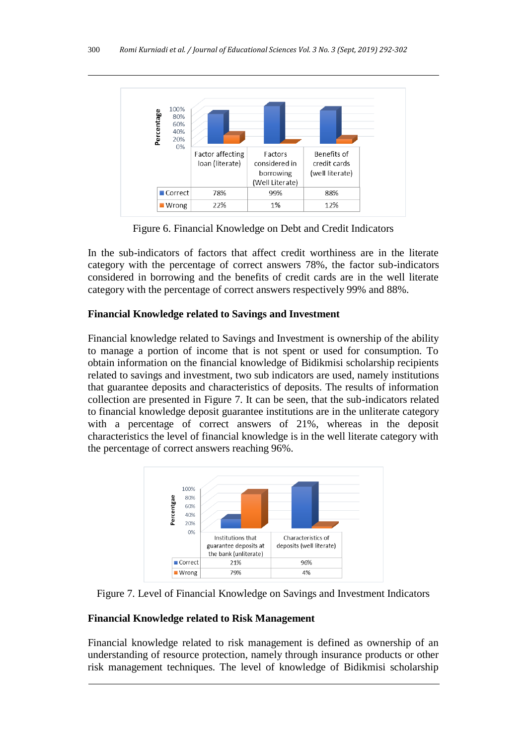| | Factor affecting loan (literate) | Factors considered in borrowing (Well Literate) | Benefits of credit cards (well literate) |
|---|---|---|---|
| Correct | 78% | 99% | 88% |
| Wrong | 22% | 1% | 12% |

Figure 6. Financial Knowledge on Debt and Credit Indicators

In the sub-indicators of factors that affect credit worthiness are in the literate category with the percentage of correct answers 78%, the factor sub-indicators considered in borrowing and the benefits of credit cards are in the well literate category with the percentage of correct answers respectively 99% and 88%.

**Financial Knowledge related to Savings and Investment**

Financial knowledge related to Savings and Investment is ownership of the ability to manage a portion of income that is not spent or used for consumption. To obtain information on the financial knowledge of Bidikmisi scholarship recipients related to savings and investment, two sub indicators are used, namely institutions that guarantee deposits and characteristics of deposits. The results of information collection are presented in Figure 7. It can be seen, that the sub-indicators related to financial knowledge deposit guarantee institutions are in the unliterate category with a percentage of correct answers of 21%, whereas in the deposit characteristics the level of financial knowledge is in the well literate category with the percentage of correct answers reaching 96%.

| | Institutions that guarantee deposits at the bank (unliterate) | Characteristics of deposits (well literate) |
|---|---|---|
| Correct | 21% | 96% |
| Wrong | 79% | 4% |

Figure 7. Level of Financial Knowledge on Savings and Investment Indicators

**Financial Knowledge related to Risk Management**

Financial knowledge related to risk management is defined as ownership of an understanding of resource protection, namely through insurance products or other risk management techniques. The level of knowledge of Bidikmisi scholarship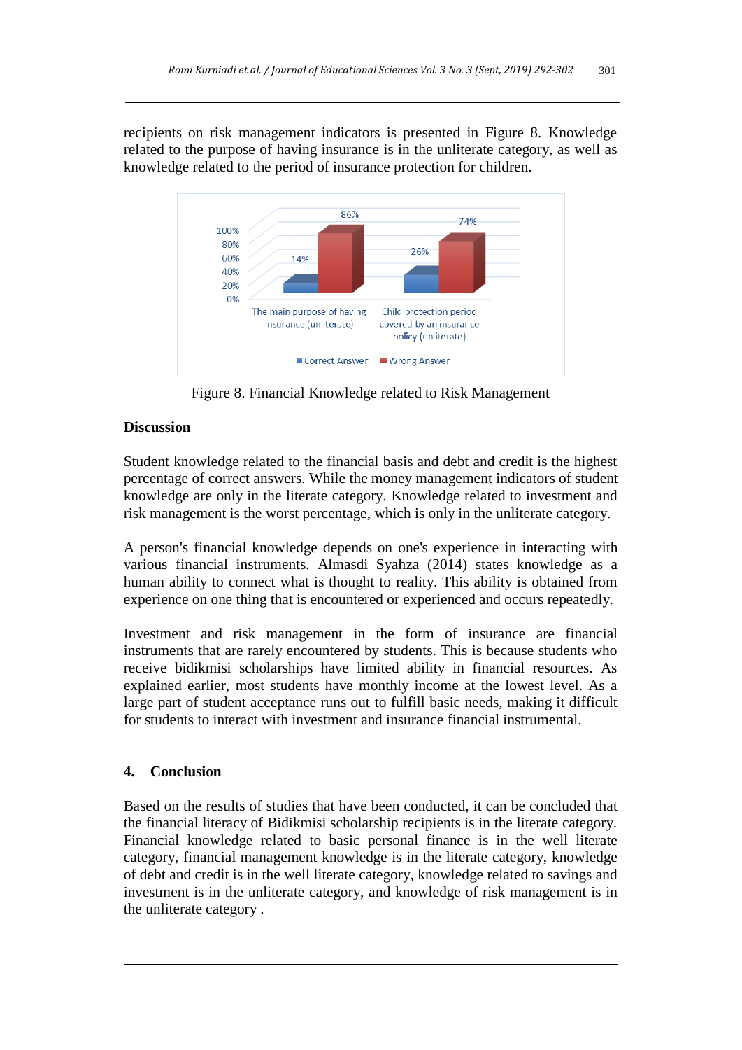recipients on risk management indicators is presented in Figure 8. Knowledge related to the purpose of having insurance is in the unliterate category, as well as knowledge related to the period of insurance protection for children.

Figure 8. Financial Knowledge related to Risk Management

## Discussion

Student knowledge related to the financial basis and debt and credit is the highest percentage of correct answers. While the money management indicators of student knowledge are only in the literate category. Knowledge related to investment and risk management is the worst percentage, which is only in the unliterate category.

A person's financial knowledge depends on one's experience in interacting with various financial instruments. Almasdi Syahza (2014) states knowledge as a human ability to connect what is thought to reality. This ability is obtained from experience on one thing that is encountered or experienced and occurs repeatedly.

Investment and risk management in the form of insurance are financial instruments that are rarely encountered by students. This is because students who receive bidikmisi scholarships have limited ability in financial resources. As explained earlier, most students have monthly income at the lowest level. As a large part of student acceptance runs out to fulfill basic needs, making it difficult for students to interact with investment and insurance financial instrumental.

## 4. Conclusion

Based on the results of studies that have been conducted, it can be concluded that the financial literacy of Bidikmisi scholarship recipients is in the literate category. Financial knowledge related to basic personal finance is in the well literate category, financial management knowledge is in the literate category, knowledge of debt and credit is in the well literate category, knowledge related to savings and investment is in the unliterate category, and knowledge of risk management is in the unliterate category .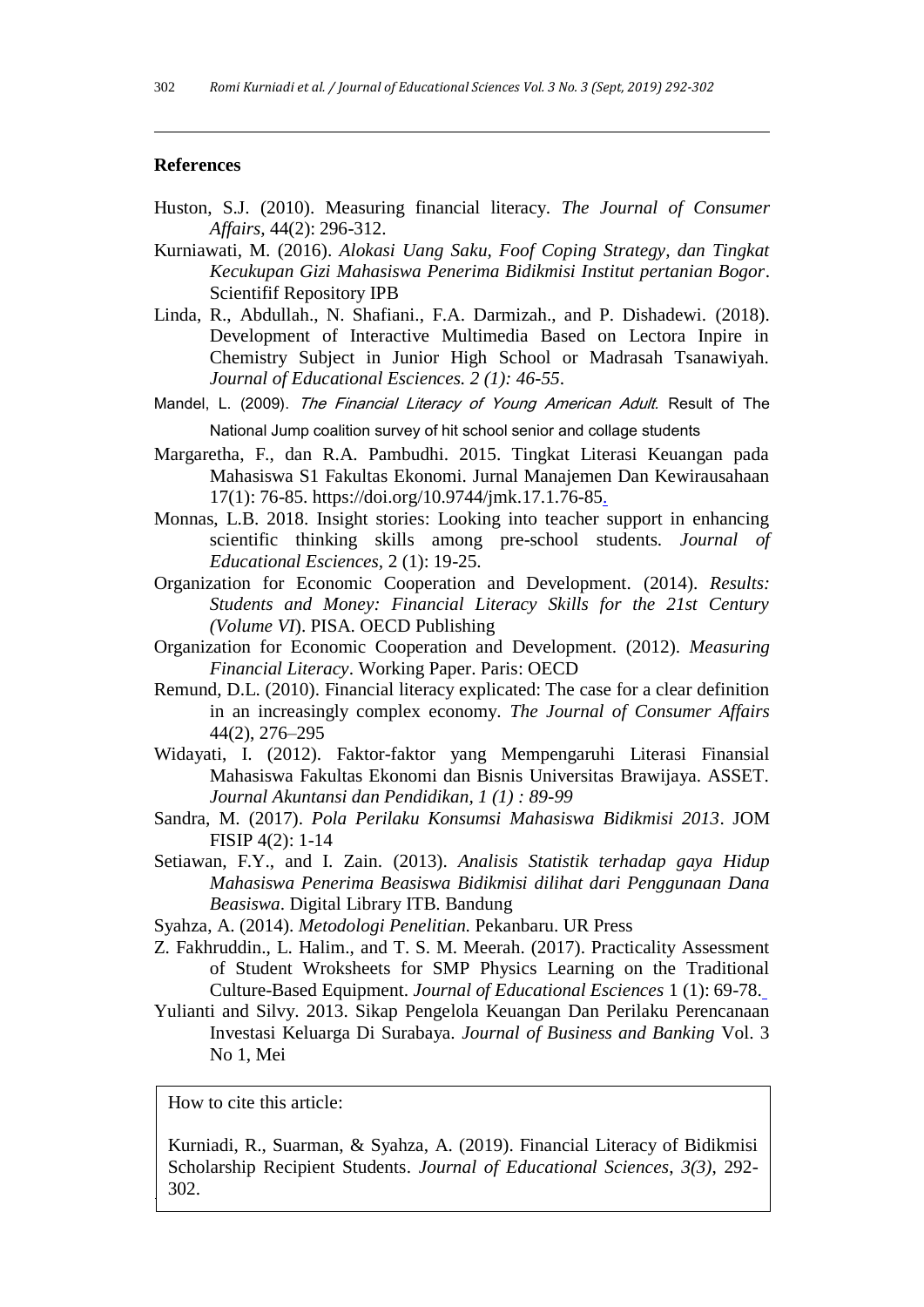## References

Huston, S.J. (2010). Measuring financial literacy. *The Journal of Consumer Affairs,* 44(2): 296-312.

Kurniawati, M. (2016). *Alokasi Uang Saku, Foof Coping Strategy, dan Tingkat Kecukupan Gizi Mahasiswa Penerima Bidikmisi Institut pertanian Bogor*. Scientifif Repository IPB

Linda, R., Abdullah., N. Shafiani., F.A. Darmizah., and P. Dishadewi. (2018). Development of Interactive Multimedia Based on Lectora Inpire in Chemistry Subject in Junior High School or Madrasah Tsanawiyah. *Journal of Educational Esciences. 2 (1): 46-55*.

Mandel, L. (2009). *The Financial Literacy of Young American Adult.* Result of The National Jump coalition survey of hit school senior and collage students

Margaretha, F., dan R.A. Pambudhi. 2015. Tingkat Literasi Keuangan pada Mahasiswa S1 Fakultas Ekonomi. Jurnal Manajemen Dan Kewirausahaan 17(1): 76-85. https://doi.org/10.9744/jmk.17.1.76-85.

Monnas, L.B. 2018. Insight stories: Looking into teacher support in enhancing scientific thinking skills among pre-school students. *Journal of Educational Esciences,* 2 (1): 19-25.

Organization for Economic Cooperation and Development. (2014). *Results: Students and Money: Financial Literacy Skills for the 21st Century (Volume VI*). PISA. OECD Publishing

Organization for Economic Cooperation and Development. (2012). *Measuring Financial Literacy*. Working Paper. Paris: OECD

Remund, D.L. (2010). Financial literacy explicated: The case for a clear definition in an increasingly complex economy. *The Journal of Consumer Affairs* 44(2), 276–295

Widayati, I. (2012). Faktor-faktor yang Mempengaruhi Literasi Finansial Mahasiswa Fakultas Ekonomi dan Bisnis Universitas Brawijaya. ASSET. *Journal Akuntansi dan Pendidikan, 1 (1) : 89-99*

Sandra, M. (2017). *Pola Perilaku Konsumsi Mahasiswa Bidikmisi 2013*. JOM FISIP 4(2): 1-14

Setiawan, F.Y., and I. Zain. (2013). *Analisis Statistik terhadap gaya Hidup Mahasiswa Penerima Beasiswa Bidikmisi dilihat dari Penggunaan Dana Beasiswa*. Digital Library ITB. Bandung

Syahza, A. (2014). *Metodologi Penelitian.* Pekanbaru. UR Press

Z. Fakhruddin., L. Halim., and T. S. M. Meerah. (2017). Practicality Assessment of Student Wroksheets for SMP Physics Learning on the Traditional Culture-Based Equipment. *Journal of Educational Esciences* 1 (1): 69-78.

Yulianti and Silvy. 2013. Sikap Pengelola Keuangan Dan Perilaku Perencanaan Investasi Keluarga Di Surabaya. *Journal of Business and Banking* Vol. 3 No 1, Mei

How to cite this article:

Kurniadi, R., Suarman, & Syahza, A. (2019). Financial Literacy of Bidikmisi Scholarship Recipient Students. *Journal of Educational Sciences, 3(3)*, 292-302.